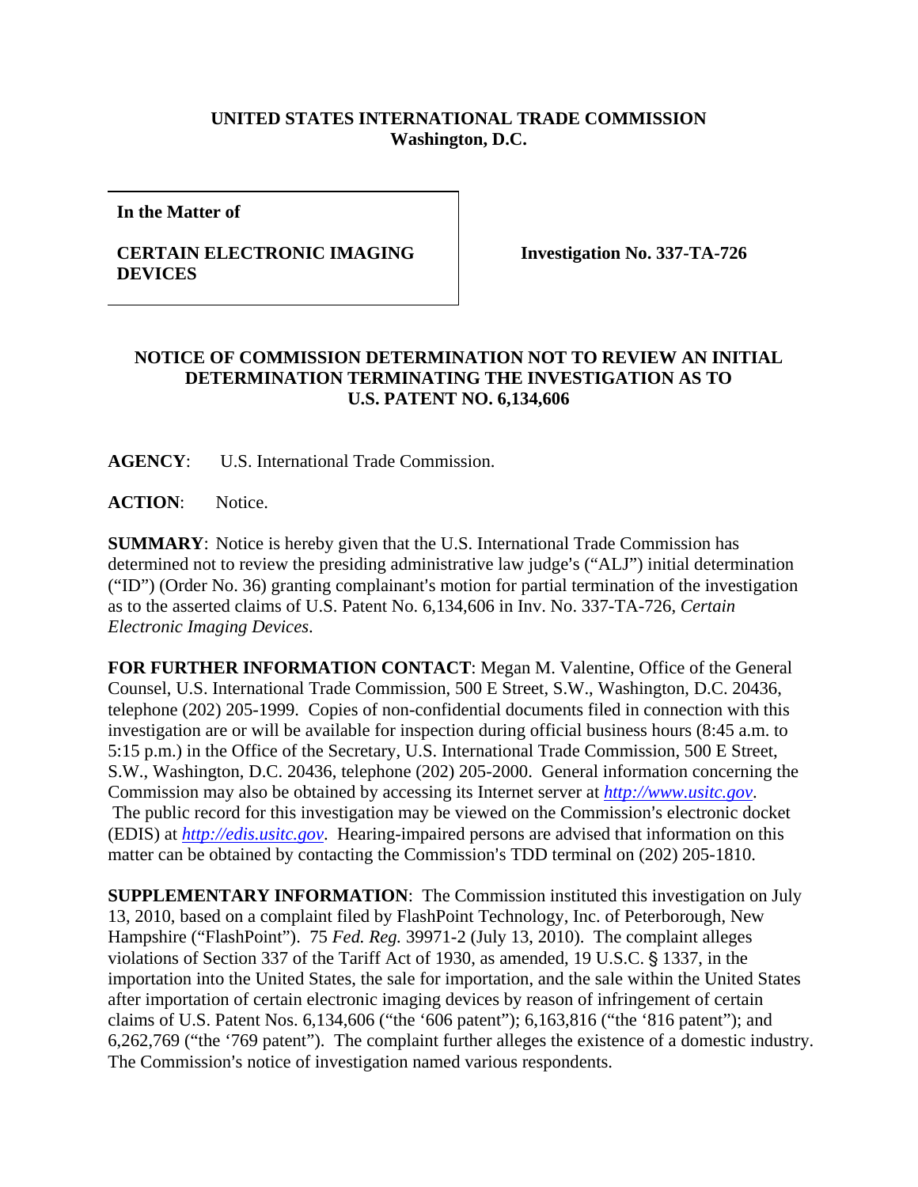**UNITED STATES INTERNATIONAL TRADE COMMISSION**
**Washington, D.C.**

| In the Matter of<br><br>**CERTAIN ELECTRONIC IMAGING DEVICES** | **Investigation No. 337-TA-726** |
|---|---|

**NOTICE OF COMMISSION DETERMINATION NOT TO REVIEW AN INITIAL DETERMINATION TERMINATING THE INVESTIGATION AS TO U.S. PATENT NO. 6,134,606**

**AGENCY**: U.S. International Trade Commission.

**ACTION**: Notice.

**SUMMARY**: Notice is hereby given that the U.S. International Trade Commission has determined not to review the presiding administrative law judge's ("ALJ") initial determination ("ID") (Order No. 36) granting complainant's motion for partial termination of the investigation as to the asserted claims of U.S. Patent No. 6,134,606 in Inv. No. 337-TA-726, *Certain Electronic Imaging Devices*.

**FOR FURTHER INFORMATION CONTACT**: Megan M. Valentine, Office of the General Counsel, U.S. International Trade Commission, 500 E Street, S.W., Washington, D.C. 20436, telephone (202) 205-1999. Copies of non-confidential documents filed in connection with this investigation are or will be available for inspection during official business hours (8:45 a.m. to 5:15 p.m.) in the Office of the Secretary, U.S. International Trade Commission, 500 E Street, S.W., Washington, D.C. 20436, telephone (202) 205-2000. General information concerning the Commission may also be obtained by accessing its Internet server at *http://www.usitc.gov*. The public record for this investigation may be viewed on the Commission's electronic docket (EDIS) at *http://edis.usitc.gov*. Hearing-impaired persons are advised that information on this matter can be obtained by contacting the Commission's TDD terminal on (202) 205-1810.

**SUPPLEMENTARY INFORMATION**: The Commission instituted this investigation on July 13, 2010, based on a complaint filed by FlashPoint Technology, Inc. of Peterborough, New Hampshire ("FlashPoint"). 75 *Fed. Reg.* 39971-2 (July 13, 2010). The complaint alleges violations of Section 337 of the Tariff Act of 1930, as amended, 19 U.S.C. § 1337, in the importation into the United States, the sale for importation, and the sale within the United States after importation of certain electronic imaging devices by reason of infringement of certain claims of U.S. Patent Nos. 6,134,606 ("the '606 patent"); 6,163,816 ("the '816 patent"); and 6,262,769 ("the '769 patent"). The complaint further alleges the existence of a domestic industry. The Commission's notice of investigation named various respondents.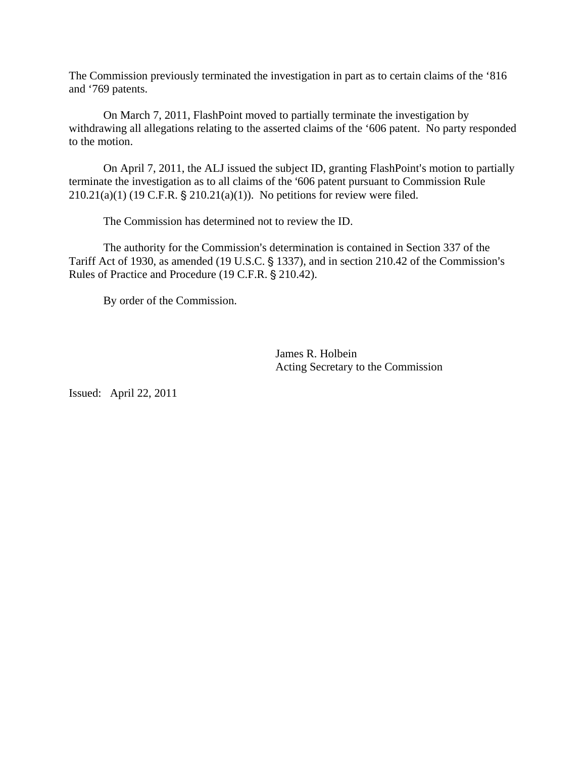The Commission previously terminated the investigation in part as to certain claims of the '816 and '769 patents.

On March 7, 2011, FlashPoint moved to partially terminate the investigation by withdrawing all allegations relating to the asserted claims of the '606 patent. No party responded to the motion.

On April 7, 2011, the ALJ issued the subject ID, granting FlashPoint's motion to partially terminate the investigation as to all claims of the '606 patent pursuant to Commission Rule 210.21(a)(1) (19 C.F.R. § 210.21(a)(1)). No petitions for review were filed.

The Commission has determined not to review the ID.

The authority for the Commission's determination is contained in Section 337 of the Tariff Act of 1930, as amended (19 U.S.C. § 1337), and in section 210.42 of the Commission's Rules of Practice and Procedure (19 C.F.R. § 210.42).

By order of the Commission.

James R. Holbein
Acting Secretary to the Commission

Issued: April 22, 2011